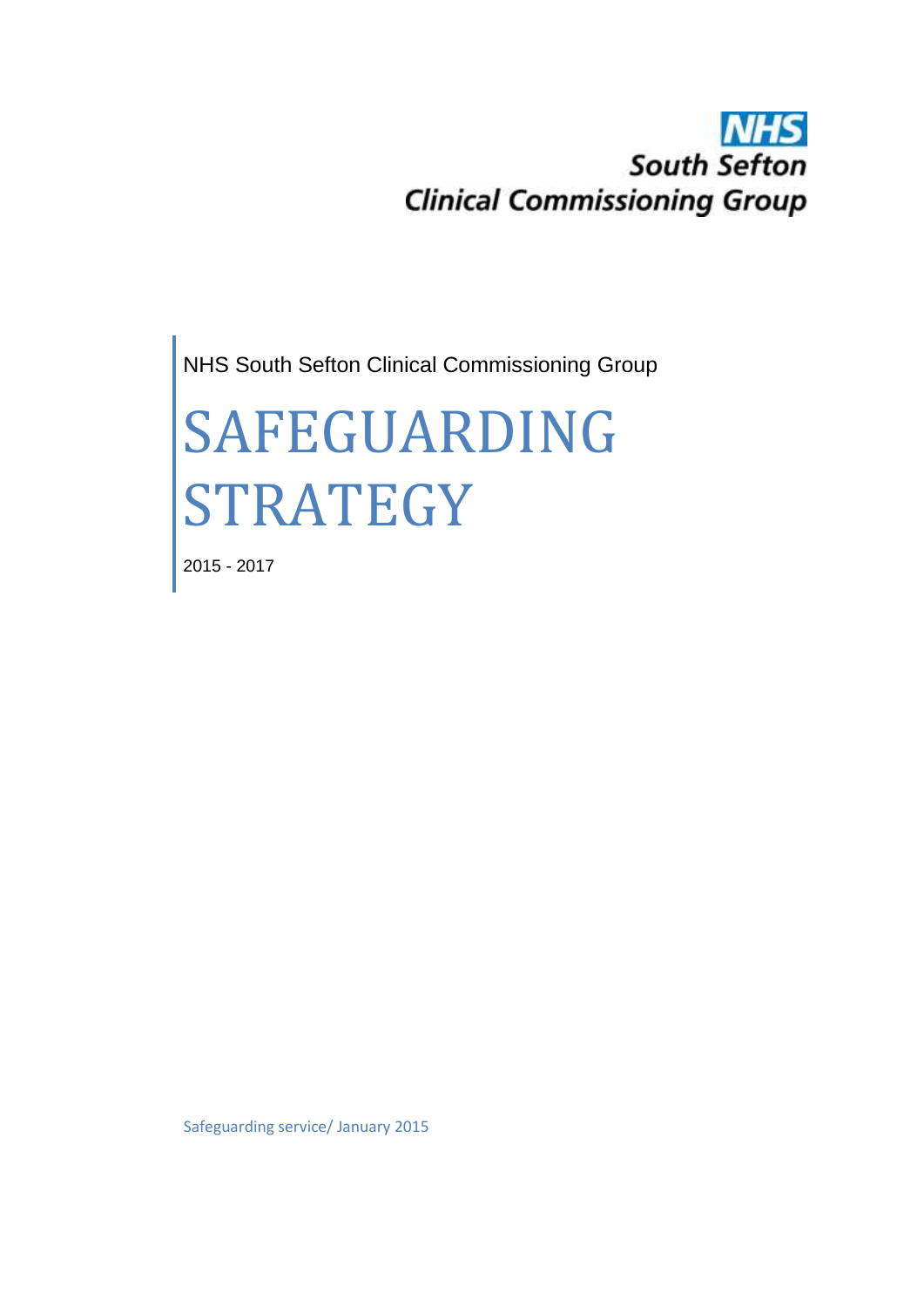NHS
South Sefton
Clinical Commissioning Group

NHS South Sefton Clinical Commissioning Group

# SAFEGUARDING STRATEGY

2015 - 2017

Safeguarding service/ January 2015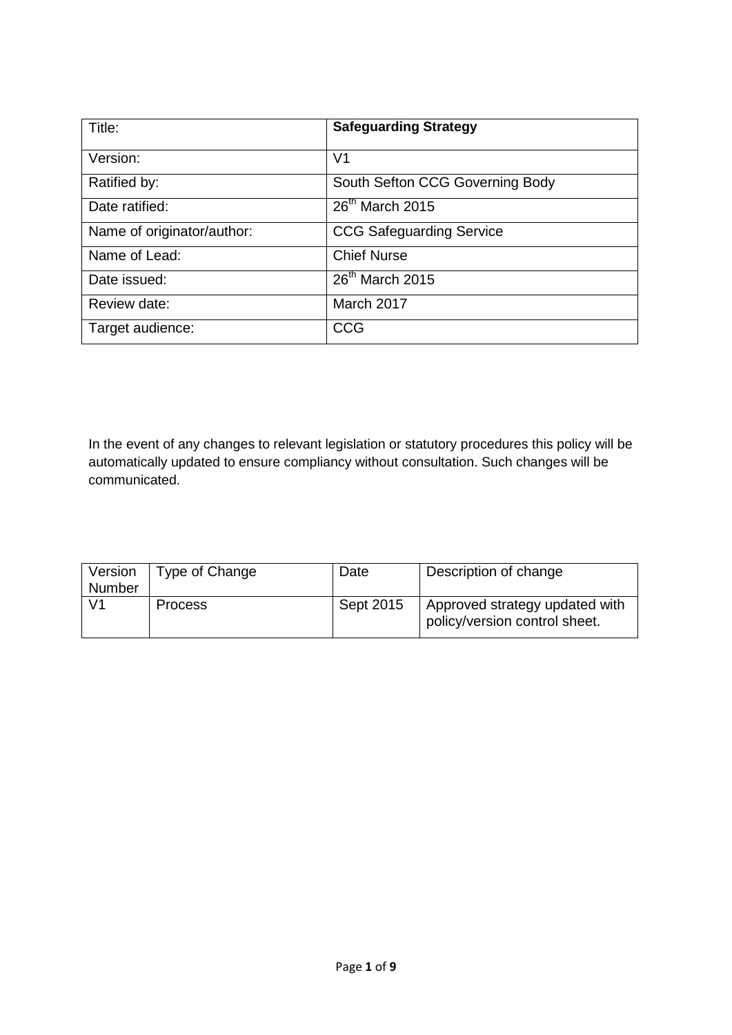| Title: | **Safeguarding Strategy** |
|---|---|
| Version: | V1 |
| Ratified by: | South Sefton CCG Governing Body |
| Date ratified: | 26th March 2015 |
| Name of originator/author: | CCG Safeguarding Service |
| Name of Lead: | Chief Nurse |
| Date issued: | 26th March 2015 |
| Review date: | March 2017 |
| Target audience: | CCG |

In the event of any changes to relevant legislation or statutory procedures this policy will be automatically updated to ensure compliancy without consultation. Such changes will be communicated.

| Version Number | Type of Change | Date | Description of change |
|---|---|---|---|
| V1 | Process | Sept 2015 | Approved strategy updated with policy/version control sheet. |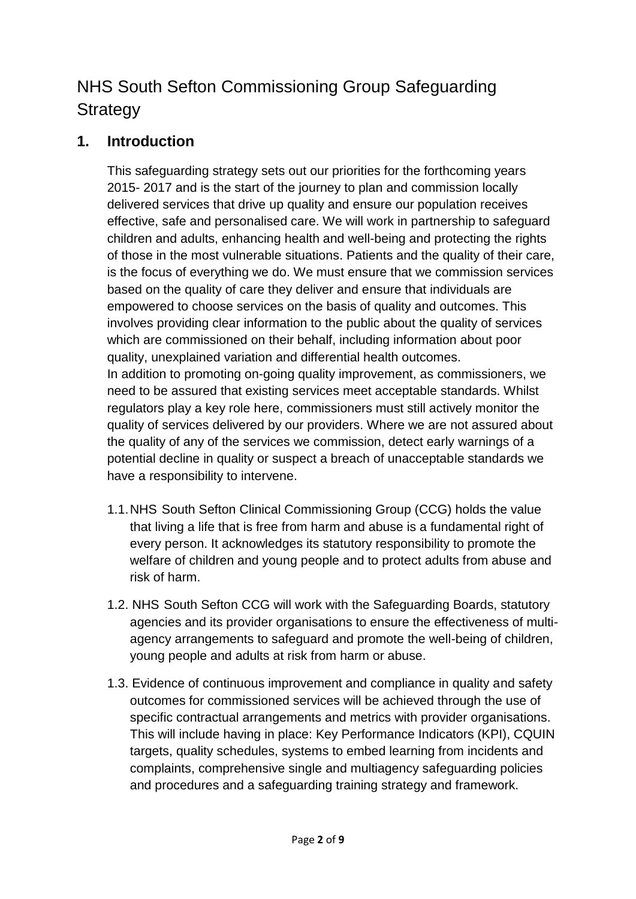# NHS South Sefton Commissioning Group Safeguarding Strategy

## 1. Introduction

This safeguarding strategy sets out our priorities for the forthcoming years 2015- 2017 and is the start of the journey to plan and commission locally delivered services that drive up quality and ensure our population receives effective, safe and personalised care. We will work in partnership to safeguard children and adults, enhancing health and well-being and protecting the rights of those in the most vulnerable situations. Patients and the quality of their care, is the focus of everything we do. We must ensure that we commission services based on the quality of care they deliver and ensure that individuals are empowered to choose services on the basis of quality and outcomes. This involves providing clear information to the public about the quality of services which are commissioned on their behalf, including information about poor quality, unexplained variation and differential health outcomes.

In addition to promoting on-going quality improvement, as commissioners, we need to be assured that existing services meet acceptable standards. Whilst regulators play a key role here, commissioners must still actively monitor the quality of services delivered by our providers. Where we are not assured about the quality of any of the services we commission, detect early warnings of a potential decline in quality or suspect a breach of unacceptable standards we have a responsibility to intervene.

1.1. NHS South Sefton Clinical Commissioning Group (CCG) holds the value that living a life that is free from harm and abuse is a fundamental right of every person. It acknowledges its statutory responsibility to promote the welfare of children and young people and to protect adults from abuse and risk of harm.

1.2. NHS South Sefton CCG will work with the Safeguarding Boards, statutory agencies and its provider organisations to ensure the effectiveness of multi-agency arrangements to safeguard and promote the well-being of children, young people and adults at risk from harm or abuse.

1.3. Evidence of continuous improvement and compliance in quality and safety outcomes for commissioned services will be achieved through the use of specific contractual arrangements and metrics with provider organisations. This will include having in place: Key Performance Indicators (KPI), CQUIN targets, quality schedules, systems to embed learning from incidents and complaints, comprehensive single and multiagency safeguarding policies and procedures and a safeguarding training strategy and framework.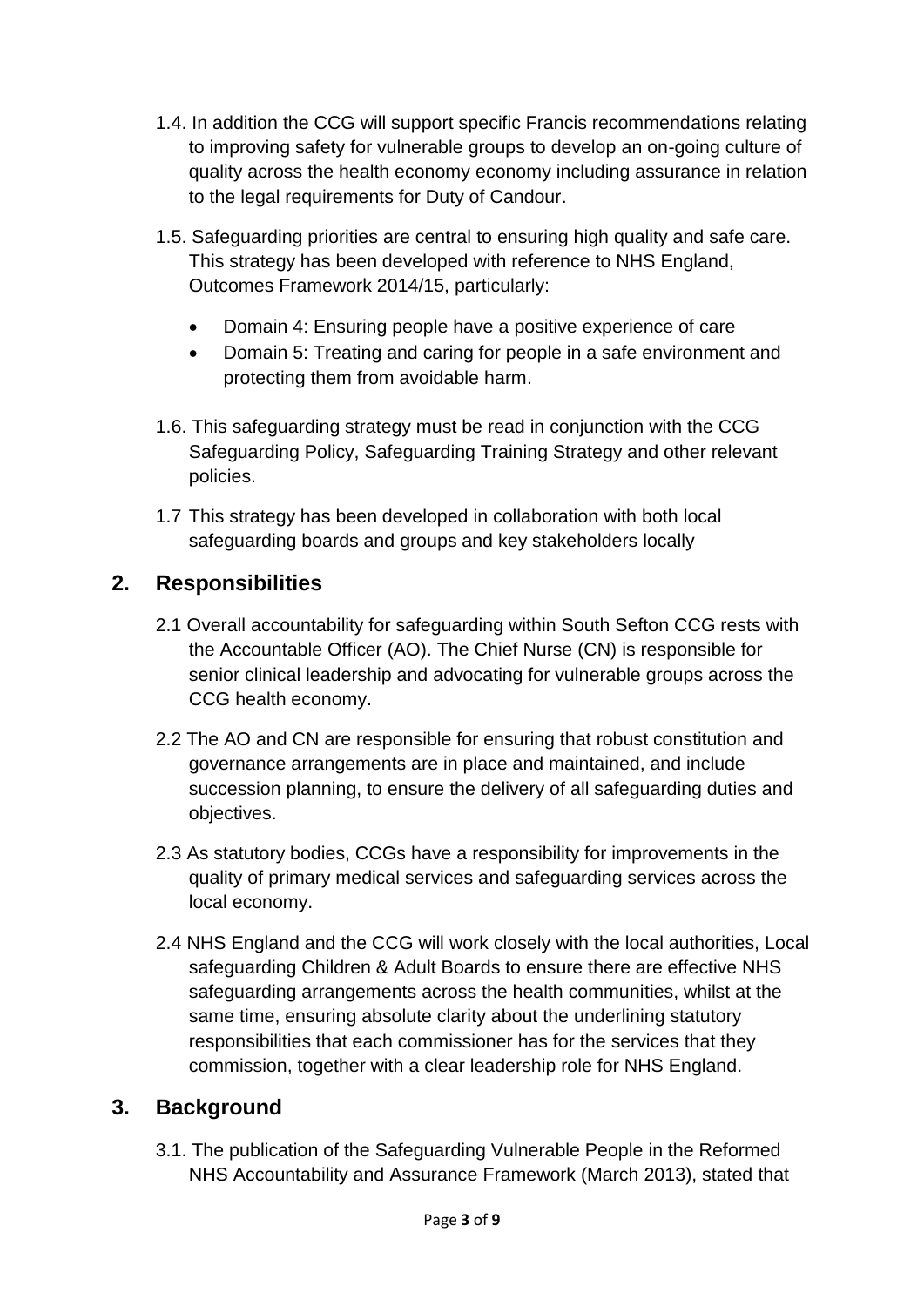1.4. In addition the CCG will support specific Francis recommendations relating to improving safety for vulnerable groups to develop an on-going culture of quality across the health economy economy including assurance in relation to the legal requirements for Duty of Candour.

1.5. Safeguarding priorities are central to ensuring high quality and safe care. This strategy has been developed with reference to NHS England, Outcomes Framework 2014/15, particularly:

- Domain 4: Ensuring people have a positive experience of care
- Domain 5: Treating and caring for people in a safe environment and protecting them from avoidable harm.

1.6. This safeguarding strategy must be read in conjunction with the CCG Safeguarding Policy, Safeguarding Training Strategy and other relevant policies.

1.7 This strategy has been developed in collaboration with both local safeguarding boards and groups and key stakeholders locally

## 2. Responsibilities

2.1 Overall accountability for safeguarding within South Sefton CCG rests with the Accountable Officer (AO). The Chief Nurse (CN) is responsible for senior clinical leadership and advocating for vulnerable groups across the CCG health economy.

2.2 The AO and CN are responsible for ensuring that robust constitution and governance arrangements are in place and maintained, and include succession planning, to ensure the delivery of all safeguarding duties and objectives.

2.3 As statutory bodies, CCGs have a responsibility for improvements in the quality of primary medical services and safeguarding services across the local economy.

2.4 NHS England and the CCG will work closely with the local authorities, Local safeguarding Children & Adult Boards to ensure there are effective NHS safeguarding arrangements across the health communities, whilst at the same time, ensuring absolute clarity about the underlining statutory responsibilities that each commissioner has for the services that they commission, together with a clear leadership role for NHS England.

## 3. Background

3.1. The publication of the Safeguarding Vulnerable People in the Reformed NHS Accountability and Assurance Framework (March 2013), stated that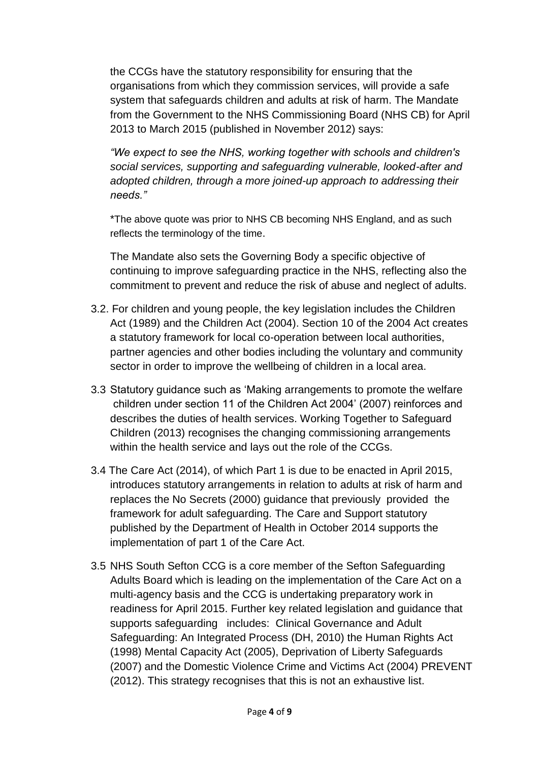the CCGs have the statutory responsibility for ensuring that the organisations from which they commission services, will provide a safe system that safeguards children and adults at risk of harm. The Mandate from the Government to the NHS Commissioning Board (NHS CB) for April 2013 to March 2015 (published in November 2012) says:

*"We expect to see the NHS, working together with schools and children's social services, supporting and safeguarding vulnerable, looked-after and adopted children, through a more joined-up approach to addressing their needs."*

*The above quote was prior to NHS CB becoming NHS England, and as such reflects the terminology of the time.

The Mandate also sets the Governing Body a specific objective of continuing to improve safeguarding practice in the NHS, reflecting also the commitment to prevent and reduce the risk of abuse and neglect of adults.

3.2. For children and young people, the key legislation includes the Children Act (1989) and the Children Act (2004). Section 10 of the 2004 Act creates a statutory framework for local co-operation between local authorities, partner agencies and other bodies including the voluntary and community sector in order to improve the wellbeing of children in a local area.

3.3 Statutory guidance such as 'Making arrangements to promote the welfare children under section 11 of the Children Act 2004' (2007) reinforces and describes the duties of health services. Working Together to Safeguard Children (2013) recognises the changing commissioning arrangements within the health service and lays out the role of the CCGs.

3.4 The Care Act (2014), of which Part 1 is due to be enacted in April 2015, introduces statutory arrangements in relation to adults at risk of harm and replaces the No Secrets (2000) guidance that previously provided the framework for adult safeguarding. The Care and Support statutory published by the Department of Health in October 2014 supports the implementation of part 1 of the Care Act.

3.5 NHS South Sefton CCG is a core member of the Sefton Safeguarding Adults Board which is leading on the implementation of the Care Act on a multi-agency basis and the CCG is undertaking preparatory work in readiness for April 2015. Further key related legislation and guidance that supports safeguarding includes: Clinical Governance and Adult Safeguarding: An Integrated Process (DH, 2010) the Human Rights Act (1998) Mental Capacity Act (2005), Deprivation of Liberty Safeguards (2007) and the Domestic Violence Crime and Victims Act (2004) PREVENT (2012). This strategy recognises that this is not an exhaustive list.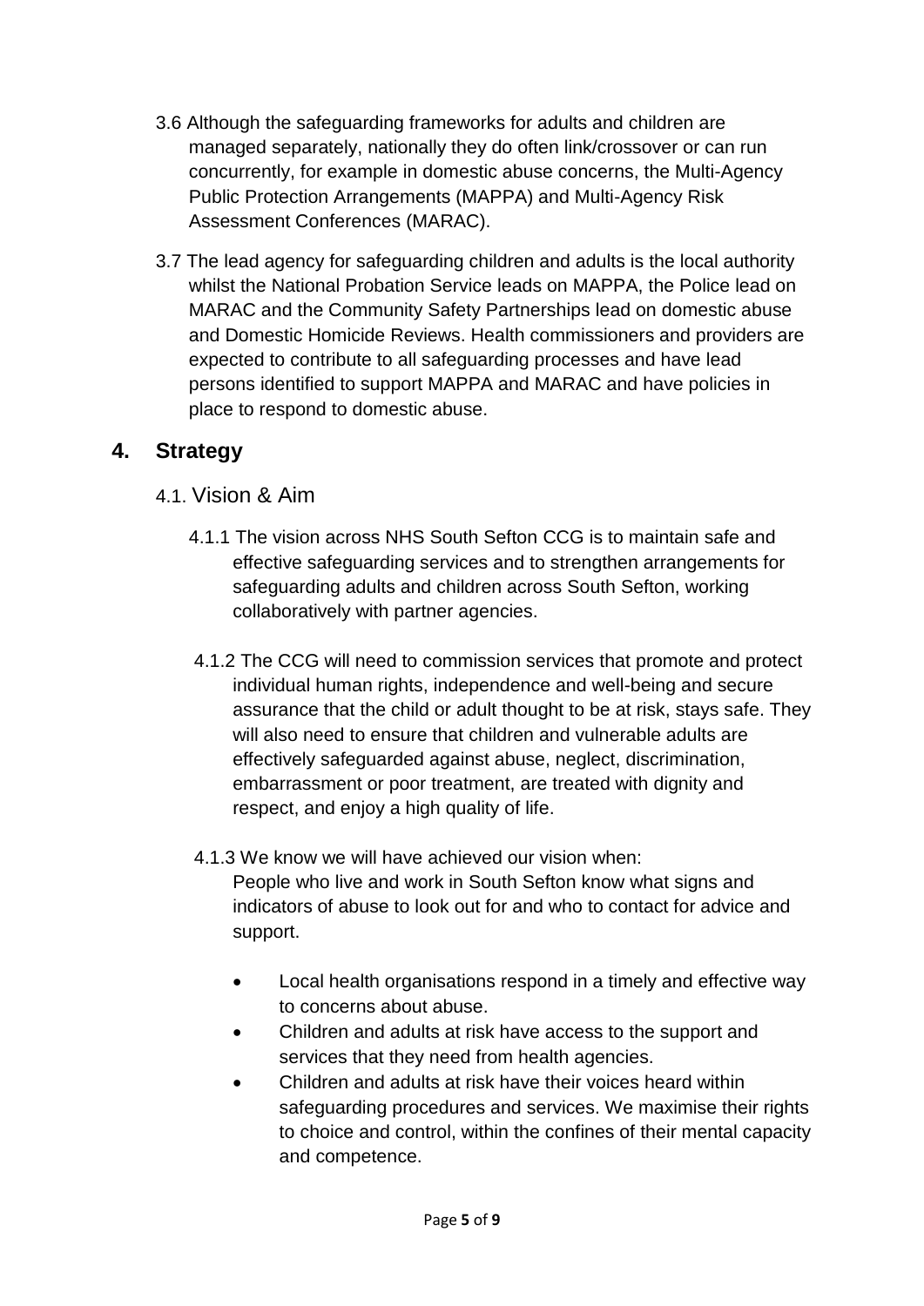3.6 Although the safeguarding frameworks for adults and children are managed separately, nationally they do often link/crossover or can run concurrently, for example in domestic abuse concerns, the Multi-Agency Public Protection Arrangements (MAPPA) and Multi-Agency Risk Assessment Conferences (MARAC).

3.7 The lead agency for safeguarding children and adults is the local authority whilst the National Probation Service leads on MAPPA, the Police lead on MARAC and the Community Safety Partnerships lead on domestic abuse and Domestic Homicide Reviews. Health commissioners and providers are expected to contribute to all safeguarding processes and have lead persons identified to support MAPPA and MARAC and have policies in place to respond to domestic abuse.

## 4. Strategy

### 4.1. Vision & Aim

4.1.1 The vision across NHS South Sefton CCG is to maintain safe and effective safeguarding services and to strengthen arrangements for safeguarding adults and children across South Sefton, working collaboratively with partner agencies.

4.1.2 The CCG will need to commission services that promote and protect individual human rights, independence and well-being and secure assurance that the child or adult thought to be at risk, stays safe. They will also need to ensure that children and vulnerable adults are effectively safeguarded against abuse, neglect, discrimination, embarrassment or poor treatment, are treated with dignity and respect, and enjoy a high quality of life.

4.1.3 We know we will have achieved our vision when:
People who live and work in South Sefton know what signs and indicators of abuse to look out for and who to contact for advice and support.

- Local health organisations respond in a timely and effective way to concerns about abuse.
- Children and adults at risk have access to the support and services that they need from health agencies.
- Children and adults at risk have their voices heard within safeguarding procedures and services. We maximise their rights to choice and control, within the confines of their mental capacity and competence.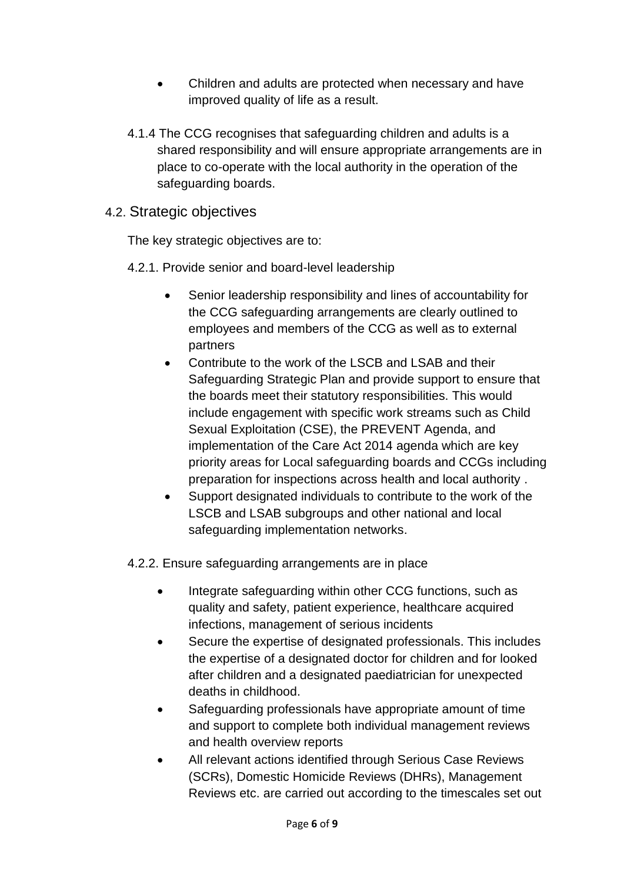- Children and adults are protected when necessary and have improved quality of life as a result.

4.1.4 The CCG recognises that safeguarding children and adults is a shared responsibility and will ensure appropriate arrangements are in place to co-operate with the local authority in the operation of the safeguarding boards.

## 4.2. Strategic objectives

The key strategic objectives are to:

4.2.1. Provide senior and board-level leadership

- Senior leadership responsibility and lines of accountability for the CCG safeguarding arrangements are clearly outlined to employees and members of the CCG as well as to external partners
- Contribute to the work of the LSCB and LSAB and their Safeguarding Strategic Plan and provide support to ensure that the boards meet their statutory responsibilities. This would include engagement with specific work streams such as Child Sexual Exploitation (CSE), the PREVENT Agenda, and implementation of the Care Act 2014 agenda which are key priority areas for Local safeguarding boards and CCGs including preparation for inspections across health and local authority .
- Support designated individuals to contribute to the work of the LSCB and LSAB subgroups and other national and local safeguarding implementation networks.

4.2.2. Ensure safeguarding arrangements are in place

- Integrate safeguarding within other CCG functions, such as quality and safety, patient experience, healthcare acquired infections, management of serious incidents
- Secure the expertise of designated professionals. This includes the expertise of a designated doctor for children and for looked after children and a designated paediatrician for unexpected deaths in childhood.
- Safeguarding professionals have appropriate amount of time and support to complete both individual management reviews and health overview reports
- All relevant actions identified through Serious Case Reviews (SCRs), Domestic Homicide Reviews (DHRs), Management Reviews etc. are carried out according to the timescales set out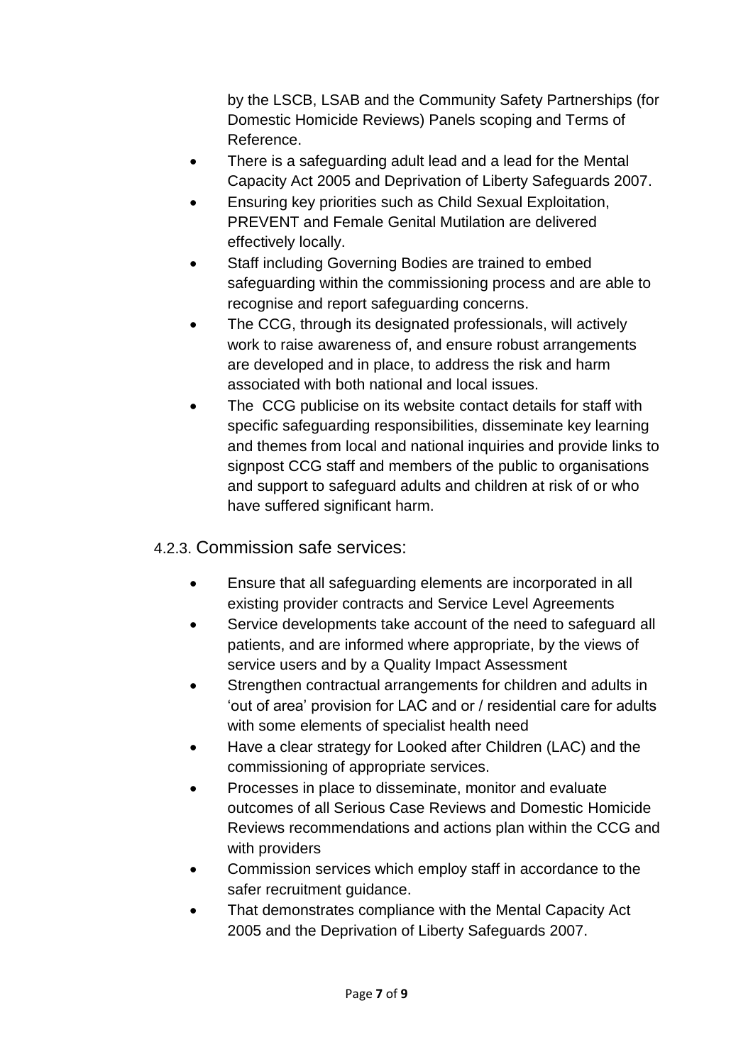by the LSCB, LSAB and the Community Safety Partnerships (for Domestic Homicide Reviews) Panels scoping and Terms of Reference.

- There is a safeguarding adult lead and a lead for the Mental Capacity Act 2005 and Deprivation of Liberty Safeguards 2007.
- Ensuring key priorities such as Child Sexual Exploitation, PREVENT and Female Genital Mutilation are delivered effectively locally.
- Staff including Governing Bodies are trained to embed safeguarding within the commissioning process and are able to recognise and report safeguarding concerns.
- The CCG, through its designated professionals, will actively work to raise awareness of, and ensure robust arrangements are developed and in place, to address the risk and harm associated with both national and local issues.
- The CCG publicise on its website contact details for staff with specific safeguarding responsibilities, disseminate key learning and themes from local and national inquiries and provide links to signpost CCG staff and members of the public to organisations and support to safeguard adults and children at risk of or who have suffered significant harm.

### 4.2.3. Commission safe services:

- Ensure that all safeguarding elements are incorporated in all existing provider contracts and Service Level Agreements
- Service developments take account of the need to safeguard all patients, and are informed where appropriate, by the views of service users and by a Quality Impact Assessment
- Strengthen contractual arrangements for children and adults in 'out of area' provision for LAC and or / residential care for adults with some elements of specialist health need
- Have a clear strategy for Looked after Children (LAC) and the commissioning of appropriate services.
- Processes in place to disseminate, monitor and evaluate outcomes of all Serious Case Reviews and Domestic Homicide Reviews recommendations and actions plan within the CCG and with providers
- Commission services which employ staff in accordance to the safer recruitment guidance.
- That demonstrates compliance with the Mental Capacity Act 2005 and the Deprivation of Liberty Safeguards 2007.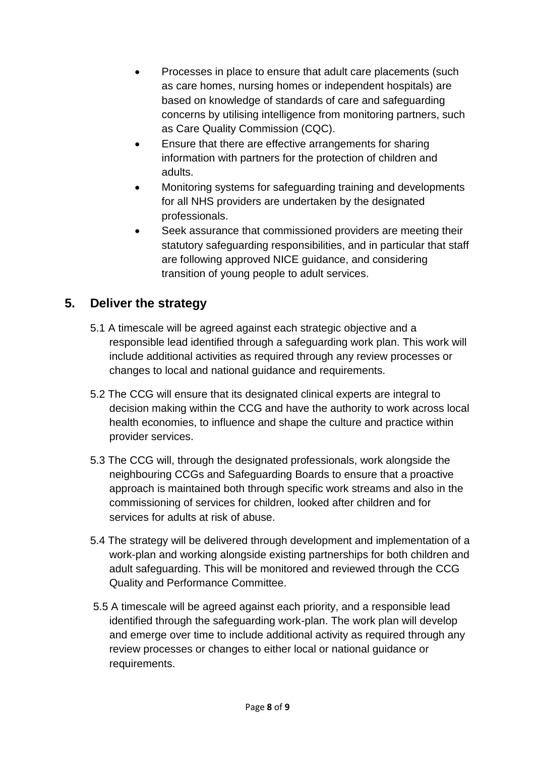- Processes in place to ensure that adult care placements (such as care homes, nursing homes or independent hospitals) are based on knowledge of standards of care and safeguarding concerns by utilising intelligence from monitoring partners, such as Care Quality Commission (CQC).
- Ensure that there are effective arrangements for sharing information with partners for the protection of children and adults.
- Monitoring systems for safeguarding training and developments for all NHS providers are undertaken by the designated professionals.
- Seek assurance that commissioned providers are meeting their statutory safeguarding responsibilities, and in particular that staff are following approved NICE guidance, and considering transition of young people to adult services.

## 5. Deliver the strategy

5.1 A timescale will be agreed against each strategic objective and a responsible lead identified through a safeguarding work plan. This work will include additional activities as required through any review processes or changes to local and national guidance and requirements.

5.2 The CCG will ensure that its designated clinical experts are integral to decision making within the CCG and have the authority to work across local health economies, to influence and shape the culture and practice within provider services.

5.3 The CCG will, through the designated professionals, work alongside the neighbouring CCGs and Safeguarding Boards to ensure that a proactive approach is maintained both through specific work streams and also in the commissioning of services for children, looked after children and for services for adults at risk of abuse.

5.4 The strategy will be delivered through development and implementation of a work-plan and working alongside existing partnerships for both children and adult safeguarding. This will be monitored and reviewed through the CCG Quality and Performance Committee.

5.5 A timescale will be agreed against each priority, and a responsible lead identified through the safeguarding work-plan. The work plan will develop and emerge over time to include additional activity as required through any review processes or changes to either local or national guidance or requirements.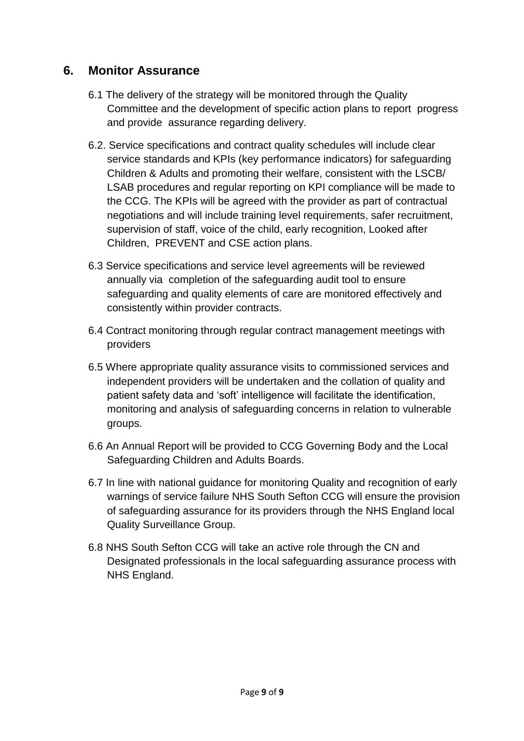## 6. Monitor Assurance

6.1 The delivery of the strategy will be monitored through the Quality Committee and the development of specific action plans to report progress and provide assurance regarding delivery.

6.2. Service specifications and contract quality schedules will include clear service standards and KPIs (key performance indicators) for safeguarding Children & Adults and promoting their welfare, consistent with the LSCB/ LSAB procedures and regular reporting on KPI compliance will be made to the CCG. The KPIs will be agreed with the provider as part of contractual negotiations and will include training level requirements, safer recruitment, supervision of staff, voice of the child, early recognition, Looked after Children, PREVENT and CSE action plans.

6.3 Service specifications and service level agreements will be reviewed annually via completion of the safeguarding audit tool to ensure safeguarding and quality elements of care are monitored effectively and consistently within provider contracts.

6.4 Contract monitoring through regular contract management meetings with providers

6.5 Where appropriate quality assurance visits to commissioned services and independent providers will be undertaken and the collation of quality and patient safety data and 'soft' intelligence will facilitate the identification, monitoring and analysis of safeguarding concerns in relation to vulnerable groups.

6.6 An Annual Report will be provided to CCG Governing Body and the Local Safeguarding Children and Adults Boards.

6.7 In line with national guidance for monitoring Quality and recognition of early warnings of service failure NHS South Sefton CCG will ensure the provision of safeguarding assurance for its providers through the NHS England local Quality Surveillance Group.

6.8 NHS South Sefton CCG will take an active role through the CN and Designated professionals in the local safeguarding assurance process with NHS England.